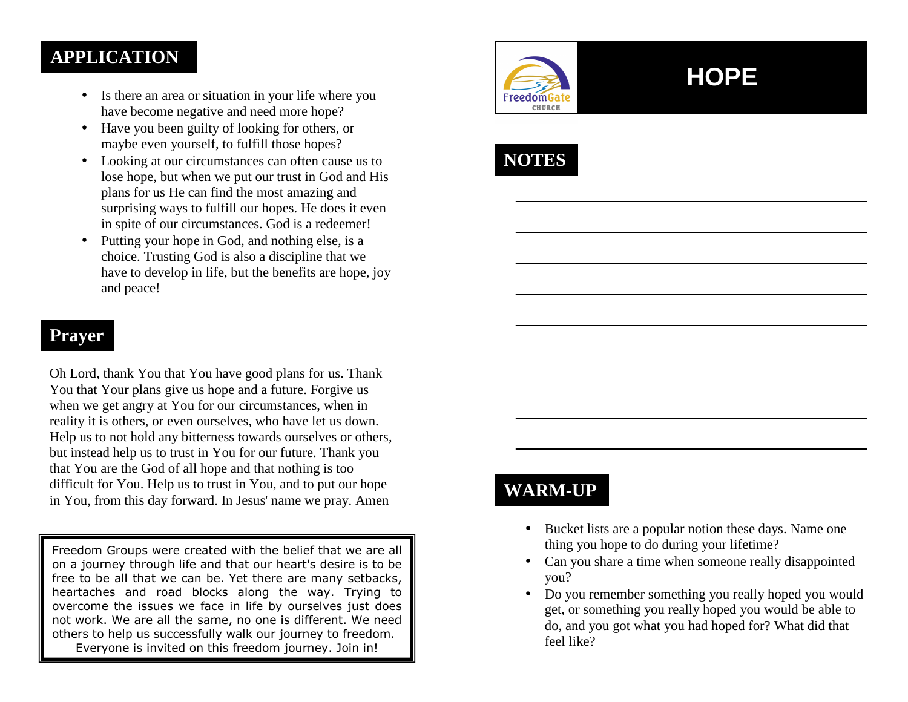# HOPE

FreedomGate CHURCH

## NOTES

## WARM-UP

- Bucket lists are a popular notion these days. Name one thing you hope to do during your lifetime?
- Can you share a time when someone really disappointed you?
- Do you remember something you really hoped you would get, or something you really hoped you would be able to do, and you got what you had hoped for? What did that feel like?

## APPLICATION

- Is there an area or situation in your life where you have become negative and need more hope?
- Have you been guilty of looking for others, or maybe even yourself, to fulfill those hopes?
- Looking at our circumstances can often cause us to lose hope, but when we put our trust in God and His plans for us He can find the most amazing and surprising ways to fulfill our hopes. He does it even in spite of our circumstances. God is a redeemer!
- Putting your hope in God, and nothing else, is a choice. Trusting God is also a discipline that we have to develop in life, but the benefits are hope, joy and peace!

## Prayer

Oh Lord, thank You that You have good plans for us. Thank You that Your plans give us hope and a future. Forgive us when we get angry at You for our circumstances, when in reality it is others, or even ourselves, who have let us down. Help us to not hold any bitterness towards ourselves or others, but instead help us to trust in You for our future. Thank you that You are the God of all hope and that nothing is too difficult for You. Help us to trust in You, and to put our hope in You, from this day forward. In Jesus' name we pray. Amen

Freedom Groups were created with the belief that we are all on a journey through life and that our heart's desire is to be free to be all that we can be. Yet there are many setbacks, heartaches and road blocks along the way. Trying to overcome the issues we face in life by ourselves just does not work. We are all the same, no one is different. We need others to help us successfully walk our journey to freedom. Everyone is invited on this freedom journey. Join in!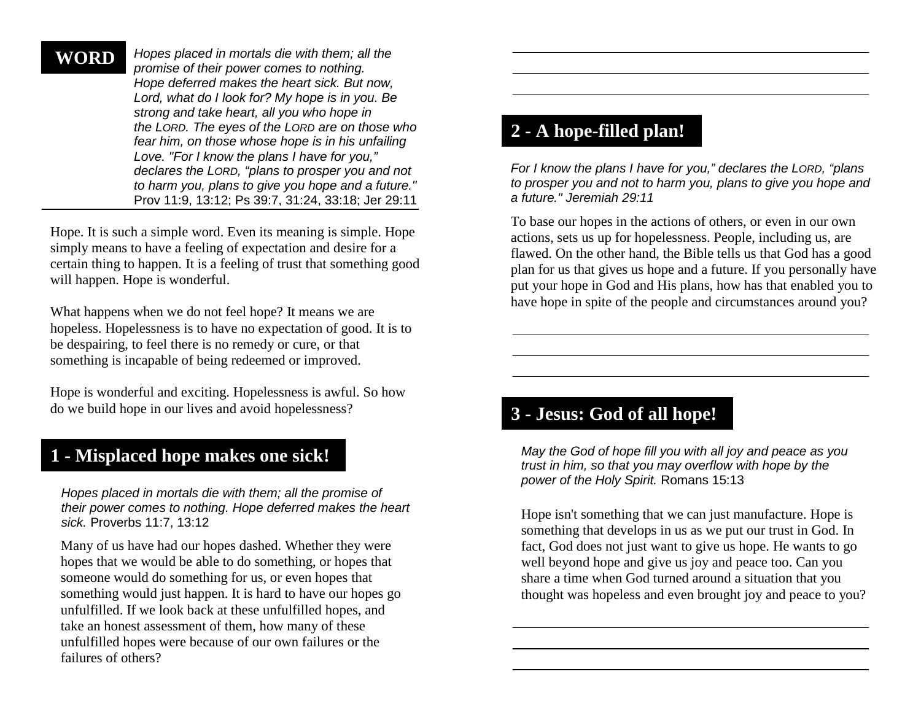**WORD**

*Hopes placed in mortals die with them; all the promise of their power comes to nothing. Hope deferred makes the heart sick. But now, Lord, what do I look for? My hope is in you. Be strong and take heart, all you who hope in the LORD. The eyes of the LORD are on those who fear him, on those whose hope is in his unfailing Love. "For I know the plans I have for you," declares the LORD, "plans to prosper you and not to harm you, plans to give you hope and a future."* Prov 11:9, 13:12; Ps 39:7, 31:24, 33:18; Jer 29:11

Hope. It is such a simple word. Even its meaning is simple. Hope simply means to have a feeling of expectation and desire for a certain thing to happen. It is a feeling of trust that something good will happen. Hope is wonderful.

What happens when we do not feel hope? It means we are hopeless. Hopelessness is to have no expectation of good. It is to be despairing, to feel there is no remedy or cure, or that something is incapable of being redeemed or improved.

Hope is wonderful and exciting. Hopelessness is awful. So how do we build hope in our lives and avoid hopelessness?

## 1 - Misplaced hope makes one sick!

*Hopes placed in mortals die with them; all the promise of their power comes to nothing. Hope deferred makes the heart sick.* Proverbs 11:7, 13:12

Many of us have had our hopes dashed. Whether they were hopes that we would be able to do something, or hopes that someone would do something for us, or even hopes that something would just happen. It is hard to have our hopes go unfulfilled. If we look back at these unfulfilled hopes, and take an honest assessment of them, how many of these unfulfilled hopes were because of our own failures or the failures of others?

______________________________________________

______________________________________________

______________________________________________

## 2 - A hope-filled plan!

*For I know the plans I have for you," declares the LORD, "plans to prosper you and not to harm you, plans to give you hope and a future." Jeremiah 29:11*

To base our hopes in the actions of others, or even in our own actions, sets us up for hopelessness. People, including us, are flawed. On the other hand, the Bible tells us that God has a good plan for us that gives us hope and a future. If you personally have put your hope in God and His plans, how has that enabled you to have hope in spite of the people and circumstances around you?

______________________________________________

______________________________________________

______________________________________________

## 3 - Jesus: God of all hope!

*May the God of hope fill you with all joy and peace as you trust in him, so that you may overflow with hope by the power of the Holy Spirit.* Romans 15:13

Hope isn't something that we can just manufacture. Hope is something that develops in us as we put our trust in God. In fact, God does not just want to give us hope. He wants to go well beyond hope and give us joy and peace too. Can you share a time when God turned around a situation that you thought was hopeless and even brought joy and peace to you?

______________________________________________

______________________________________________

______________________________________________